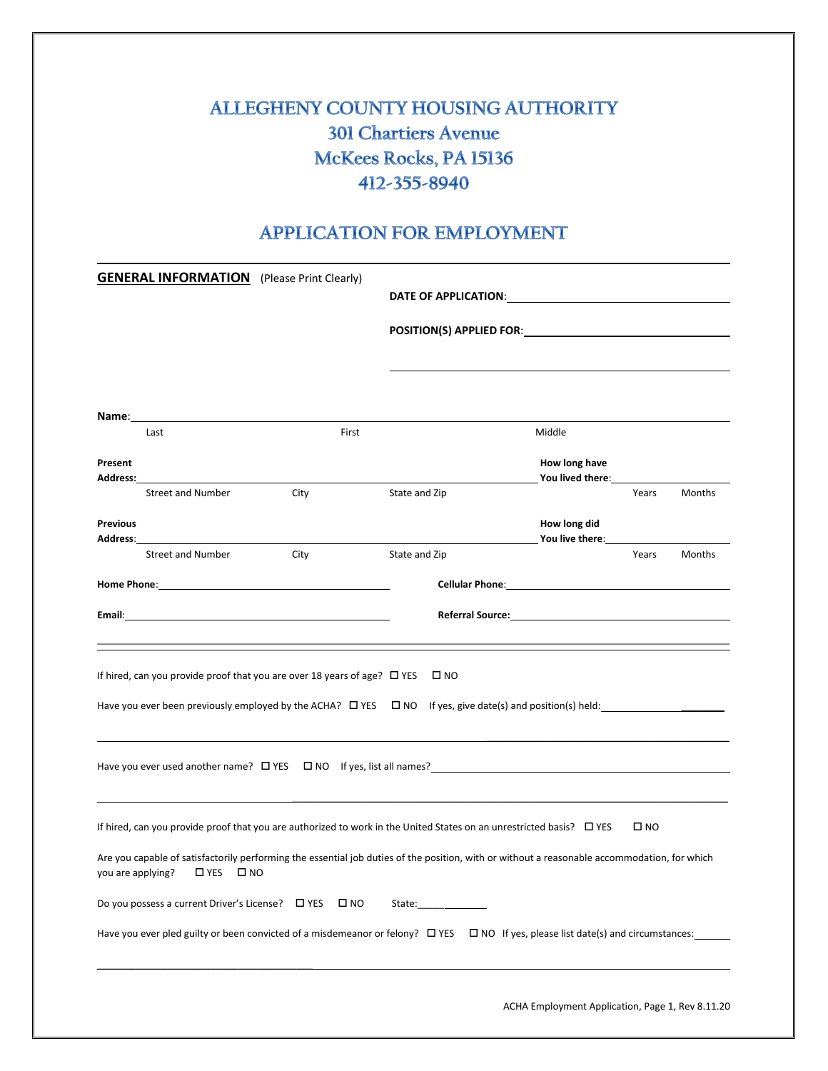# ALLEGHENY COUNTY HOUSING AUTHORITY

## 301 Chartiers Avenue
## McKees Rocks, PA 15136
## 412-355-8940

# APPLICATION FOR EMPLOYMENT

**GENERAL INFORMATION** (Please Print Clearly)

**DATE OF APPLICATION**: ______________________________

**POSITION(S) APPLIED FOR**: ______________________________

______________________________

**Name**: ____________________________________________________________
Last | First | Middle

**Present Address**: ____________________________________________ **How long have You lived there**: ______________
Street and Number | City | State and Zip | Years | Months

**Previous Address**: ____________________________________________ **How long did You live there**: ______________
Street and Number | City | State and Zip | Years | Months

**Home Phone**: ______________________________ **Cellular Phone**: ______________________________

**Email**: ______________________________ **Referral Source**: ______________________________

---

If hired, can you provide proof that you are over 18 years of age? ☐ YES ☐ NO

Have you ever been previously employed by the ACHA? ☐ YES ☐ NO If yes, give date(s) and position(s) held: ______________

______________________________________________________________________

Have you ever used another name? ☐ YES ☐ NO If yes, list all names? ______________________________

______________________________________________________________________

If hired, can you provide proof that you are authorized to work in the United States on an unrestricted basis? ☐ YES ☐ NO

Are you capable of satisfactorily performing the essential job duties of the position, with or without a reasonable accommodation, for which you are applying? ☐ YES ☐ NO

Do you possess a current Driver's License? ☐ YES ☐ NO State: ______________

Have you ever pled guilty or been convicted of a misdemeanor or felony? ☐ YES ☐ NO If yes, please list date(s) and circumstances: ________

______________________________________________________________________

ACHA Employment Application, Page 1, Rev 8.11.20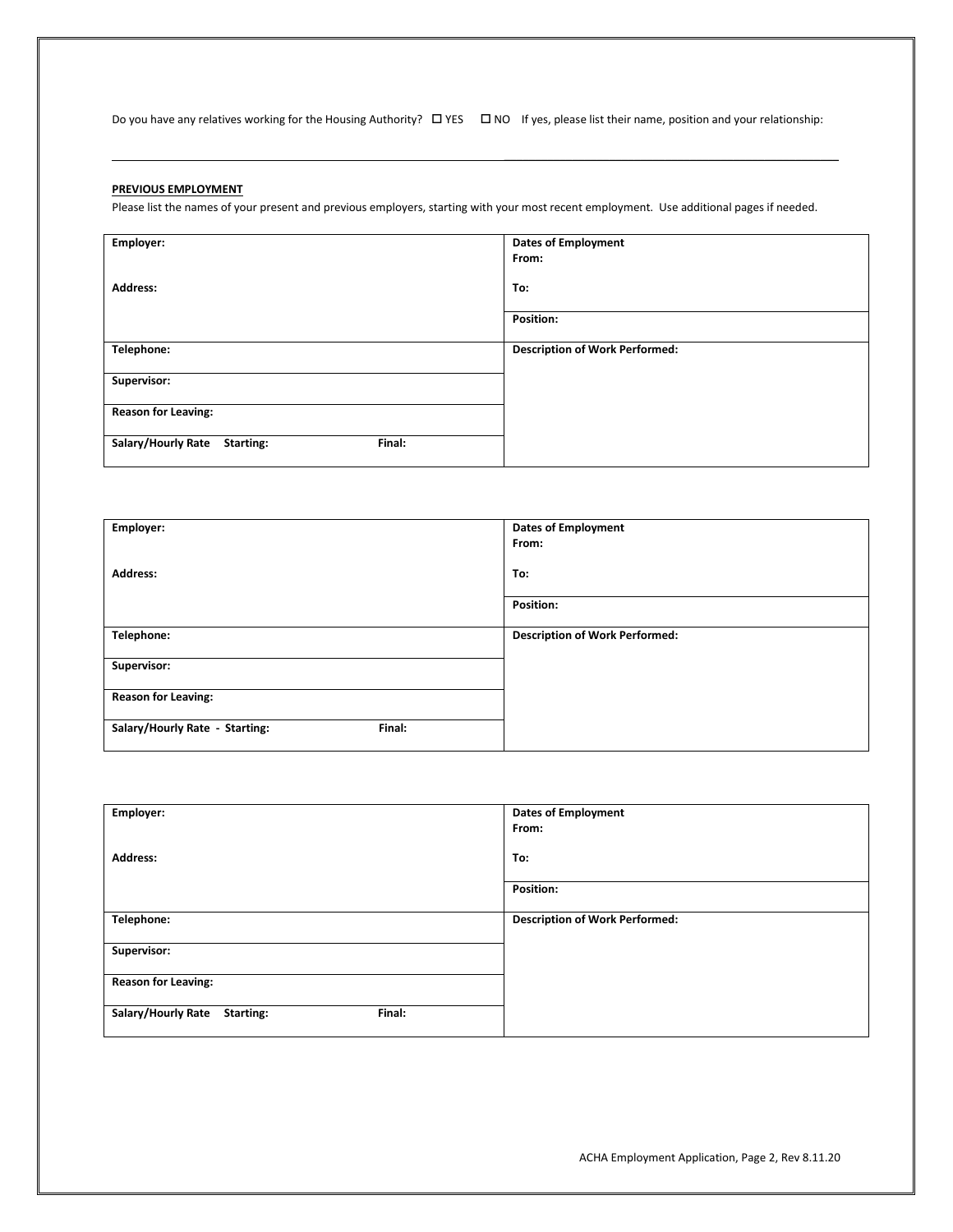Do you have any relatives working for the Housing Authority? ☐ YES ☐ NO If yes, please list their name, position and your relationship:

\_\_\_\_\_\_\_\_\_\_\_\_\_\_\_\_\_\_\_\_\_\_\_\_\_\_\_\_\_\_\_\_\_\_\_\_\_\_\_\_\_\_\_\_\_\_\_\_\_\_\_\_\_\_\_\_\_\_\_\_\_\_\_\_\_\_\_\_\_\_\_\_\_\_\_\_\_\_

**PREVIOUS EMPLOYMENT**

Please list the names of your present and previous employers, starting with your most recent employment. Use additional pages if needed.

| | |
|---|---|
| **Employer:**<br><br>**Address:** | **Dates of Employment**<br>**From:**<br><br>**To:** |
| | **Position:** |
| **Telephone:** | **Description of Work Performed:** |
| **Supervisor:** | |
| **Reason for Leaving:** | |
| **Salary/Hourly Rate Starting: Final:** | |

| | |
|---|---|
| **Employer:**<br><br>**Address:** | **Dates of Employment**<br>**From:**<br><br>**To:** |
| | **Position:** |
| **Telephone:** | **Description of Work Performed:** |
| **Supervisor:** | |
| **Reason for Leaving:** | |
| **Salary/Hourly Rate - Starting: Final:** | |

| | |
|---|---|
| **Employer:**<br><br>**Address:** | **Dates of Employment**<br>**From:**<br><br>**To:** |
| | **Position:** |
| **Telephone:** | **Description of Work Performed:** |
| **Supervisor:** | |
| **Reason for Leaving:** | |
| **Salary/Hourly Rate Starting: Final:** | |

ACHA Employment Application, Page 2, Rev 8.11.20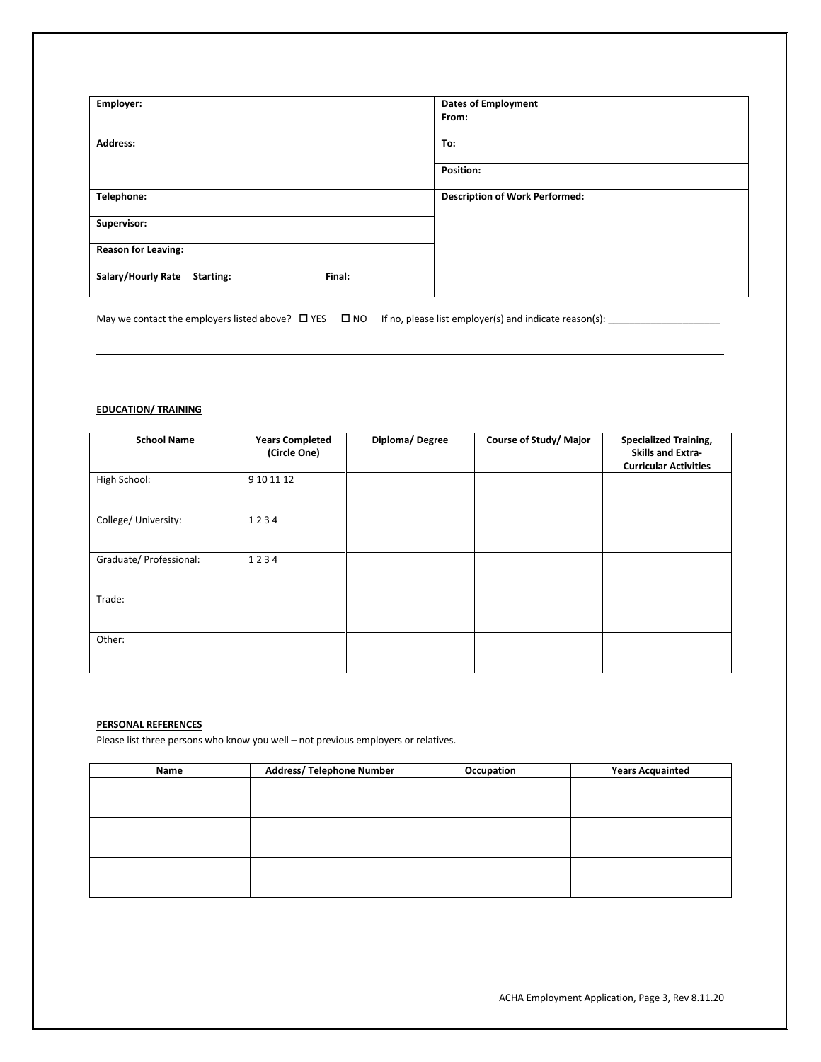| Employer: | Dates of Employment From: |
| --- | --- |
| Address: | To: |
| | Position: |
| Telephone: | Description of Work Performed: |
| Supervisor: | |
| Reason for Leaving: | |
| Salary/Hourly Rate Starting: Final: | |

May we contact the employers listed above? ☐ YES ☐ NO If no, please list employer(s) and indicate reason(s): ______________________

**EDUCATION/ TRAINING**

| School Name | Years Completed (Circle One) | Diploma/ Degree | Course of Study/ Major | Specialized Training, Skills and Extra-Curricular Activities |
| --- | --- | --- | --- | --- |
| High School: | 9 10 11 12 | | | |
| College/ University: | 1 2 3 4 | | | |
| Graduate/ Professional: | 1 2 3 4 | | | |
| Trade: | | | | |
| Other: | | | | |

**PERSONAL REFERENCES**

Please list three persons who know you well – not previous employers or relatives.

| Name | Address/ Telephone Number | Occupation | Years Acquainted |
| --- | --- | --- | --- |
| | | | |
| | | | |
| | | | |

ACHA Employment Application, Page 3, Rev 8.11.20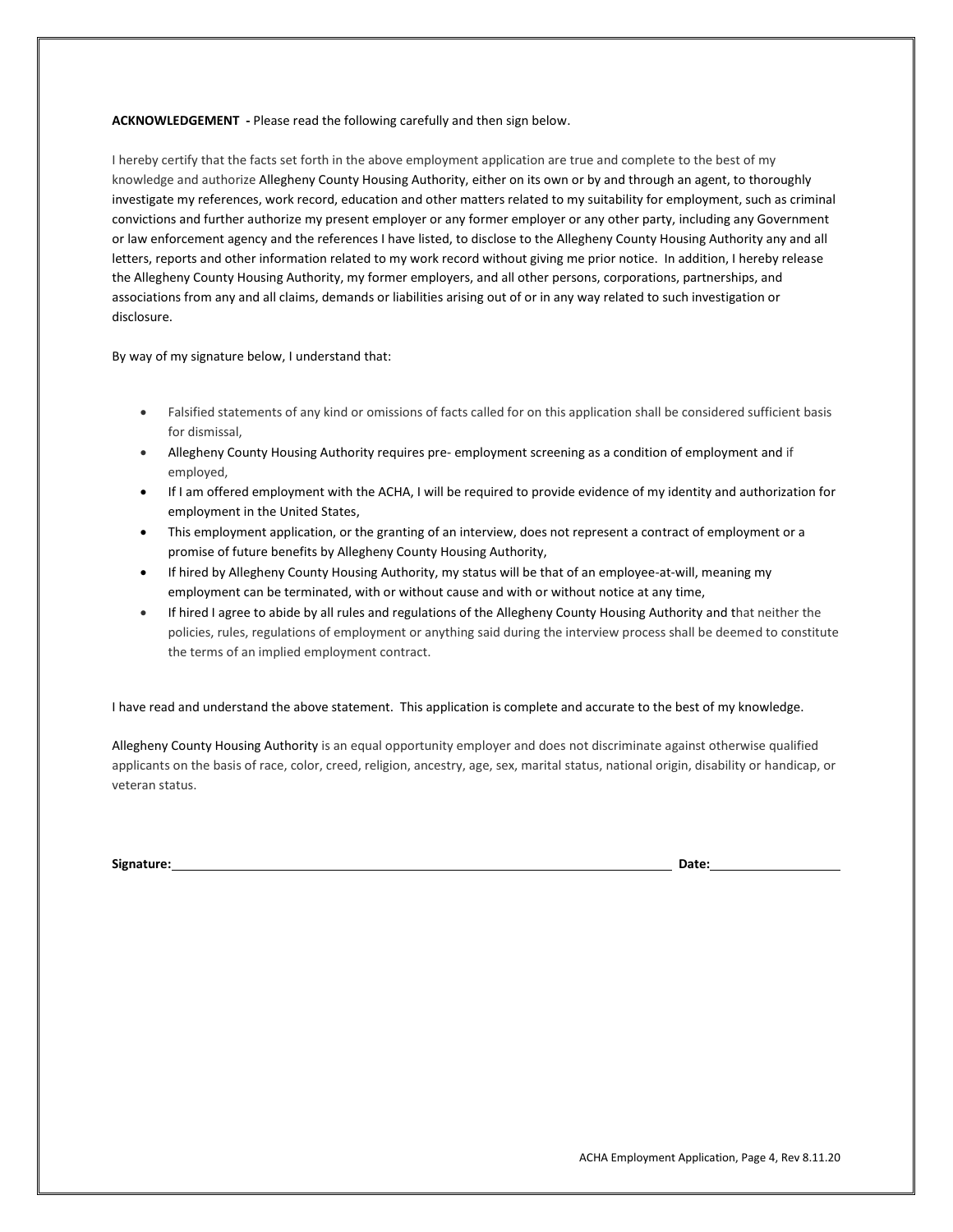**ACKNOWLEDGEMENT -** Please read the following carefully and then sign below.

I hereby certify that the facts set forth in the above employment application are true and complete to the best of my knowledge and authorize Allegheny County Housing Authority, either on its own or by and through an agent, to thoroughly investigate my references, work record, education and other matters related to my suitability for employment, such as criminal convictions and further authorize my present employer or any former employer or any other party, including any Government or law enforcement agency and the references I have listed, to disclose to the Allegheny County Housing Authority any and all letters, reports and other information related to my work record without giving me prior notice. In addition, I hereby release the Allegheny County Housing Authority, my former employers, and all other persons, corporations, partnerships, and associations from any and all claims, demands or liabilities arising out of or in any way related to such investigation or disclosure.

By way of my signature below, I understand that:

- Falsified statements of any kind or omissions of facts called for on this application shall be considered sufficient basis for dismissal,
- Allegheny County Housing Authority requires pre- employment screening as a condition of employment and if employed,
- If I am offered employment with the ACHA, I will be required to provide evidence of my identity and authorization for employment in the United States,
- This employment application, or the granting of an interview, does not represent a contract of employment or a promise of future benefits by Allegheny County Housing Authority,
- If hired by Allegheny County Housing Authority, my status will be that of an employee-at-will, meaning my employment can be terminated, with or without cause and with or without notice at any time,
- If hired I agree to abide by all rules and regulations of the Allegheny County Housing Authority and that neither the policies, rules, regulations of employment or anything said during the interview process shall be deemed to constitute the terms of an implied employment contract.

I have read and understand the above statement. This application is complete and accurate to the best of my knowledge.

Allegheny County Housing Authority is an equal opportunity employer and does not discriminate against otherwise qualified applicants on the basis of race, color, creed, religion, ancestry, age, sex, marital status, national origin, disability or handicap, or veteran status.

**Signature:**\_\_\_\_\_\_\_\_\_\_\_\_\_\_\_\_\_\_\_\_\_\_\_\_\_\_\_\_\_\_\_\_\_\_\_\_\_\_\_\_ **Date:**\_\_\_\_\_\_\_\_\_\_\_\_\_\_\_\_

ACHA Employment Application, Page 4, Rev 8.11.20